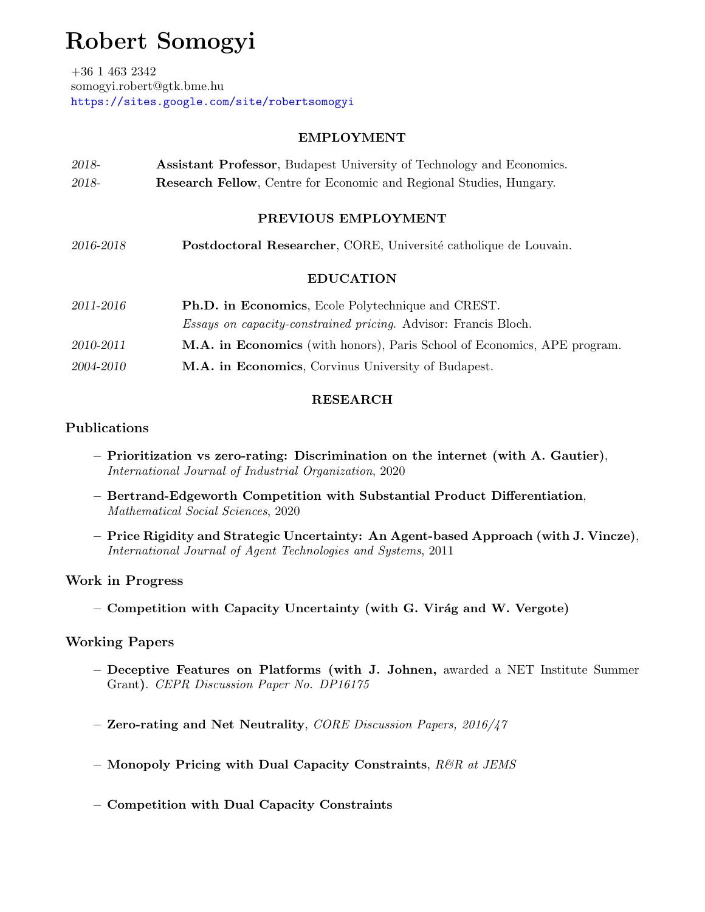# Robert Somogyi

+36 1 463 2342
somogyi.robert@gtk.bme.hu
https://sites.google.com/site/robertsomogyi

## EMPLOYMENT

*2018-* **Assistant Professor**, Budapest University of Technology and Economics.

*2018-* **Research Fellow**, Centre for Economic and Regional Studies, Hungary.

## PREVIOUS EMPLOYMENT

*2016-2018* **Postdoctoral Researcher**, CORE, Université catholique de Louvain.

## EDUCATION

*2011-2016* **Ph.D. in Economics**, Ecole Polytechnique and CREST.
*Essays on capacity-constrained pricing*. Advisor: Francis Bloch.

*2010-2011* **M.A. in Economics** (with honors), Paris School of Economics, APE program.

*2004-2010* **M.A. in Economics**, Corvinus University of Budapest.

## RESEARCH

### Publications

– **Prioritization vs zero-rating: Discrimination on the internet (with A. Gautier)**, *International Journal of Industrial Organization*, 2020

– **Bertrand-Edgeworth Competition with Substantial Product Differentiation**, *Mathematical Social Sciences*, 2020

– **Price Rigidity and Strategic Uncertainty: An Agent-based Approach (with J. Vincze)**, *International Journal of Agent Technologies and Systems*, 2011

### Work in Progress

– **Competition with Capacity Uncertainty (with G. Virág and W. Vergote)**

### Working Papers

– **Deceptive Features on Platforms (with J. Johnen,** awarded a NET Institute Summer Grant**)**. *CEPR Discussion Paper No. DP16175*

– **Zero-rating and Net Neutrality**, *CORE Discussion Papers, 2016/47*

– **Monopoly Pricing with Dual Capacity Constraints**, *R&R at JEMS*

– **Competition with Dual Capacity Constraints**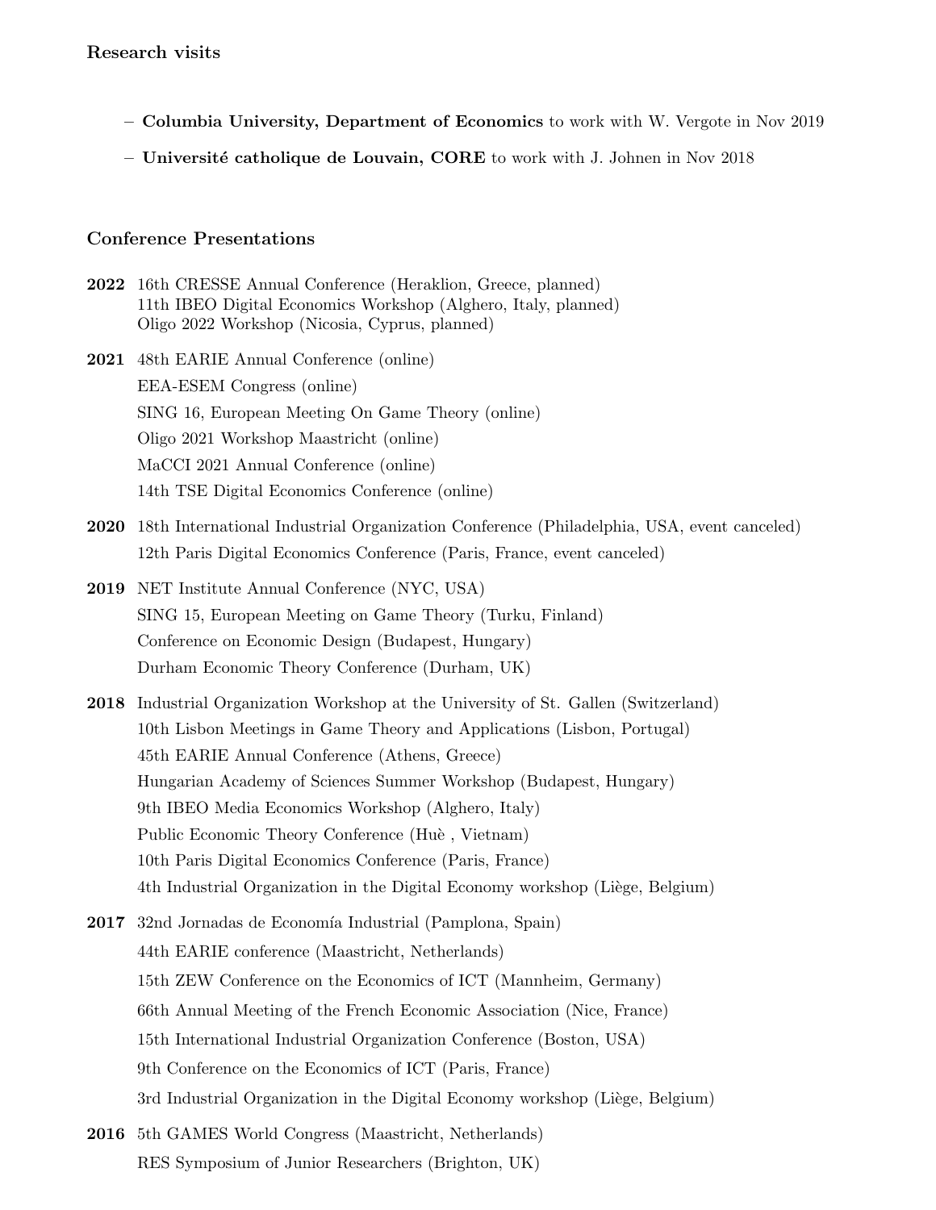## Research visits

- **Columbia University, Department of Economics** to work with W. Vergote in Nov 2019
- **Université catholique de Louvain, CORE** to work with J. Johnen in Nov 2018

## Conference Presentations

**2022** 16th CRESSE Annual Conference (Heraklion, Greece, planned)
11th IBEO Digital Economics Workshop (Alghero, Italy, planned)
Oligo 2022 Workshop (Nicosia, Cyprus, planned)

**2021** 48th EARIE Annual Conference (online)
EEA-ESEM Congress (online)
SING 16, European Meeting On Game Theory (online)
Oligo 2021 Workshop Maastricht (online)
MaCCI 2021 Annual Conference (online)
14th TSE Digital Economics Conference (online)

**2020** 18th International Industrial Organization Conference (Philadelphia, USA, event canceled)
12th Paris Digital Economics Conference (Paris, France, event canceled)

**2019** NET Institute Annual Conference (NYC, USA)
SING 15, European Meeting on Game Theory (Turku, Finland)
Conference on Economic Design (Budapest, Hungary)
Durham Economic Theory Conference (Durham, UK)

**2018** Industrial Organization Workshop at the University of St. Gallen (Switzerland)
10th Lisbon Meetings in Game Theory and Applications (Lisbon, Portugal)
45th EARIE Annual Conference (Athens, Greece)
Hungarian Academy of Sciences Summer Workshop (Budapest, Hungary)
9th IBEO Media Economics Workshop (Alghero, Italy)
Public Economic Theory Conference (Huè , Vietnam)
10th Paris Digital Economics Conference (Paris, France)
4th Industrial Organization in the Digital Economy workshop (Liège, Belgium)

**2017** 32nd Jornadas de Economía Industrial (Pamplona, Spain)
44th EARIE conference (Maastricht, Netherlands)
15th ZEW Conference on the Economics of ICT (Mannheim, Germany)
66th Annual Meeting of the French Economic Association (Nice, France)
15th International Industrial Organization Conference (Boston, USA)
9th Conference on the Economics of ICT (Paris, France)
3rd Industrial Organization in the Digital Economy workshop (Liège, Belgium)

**2016** 5th GAMES World Congress (Maastricht, Netherlands)
RES Symposium of Junior Researchers (Brighton, UK)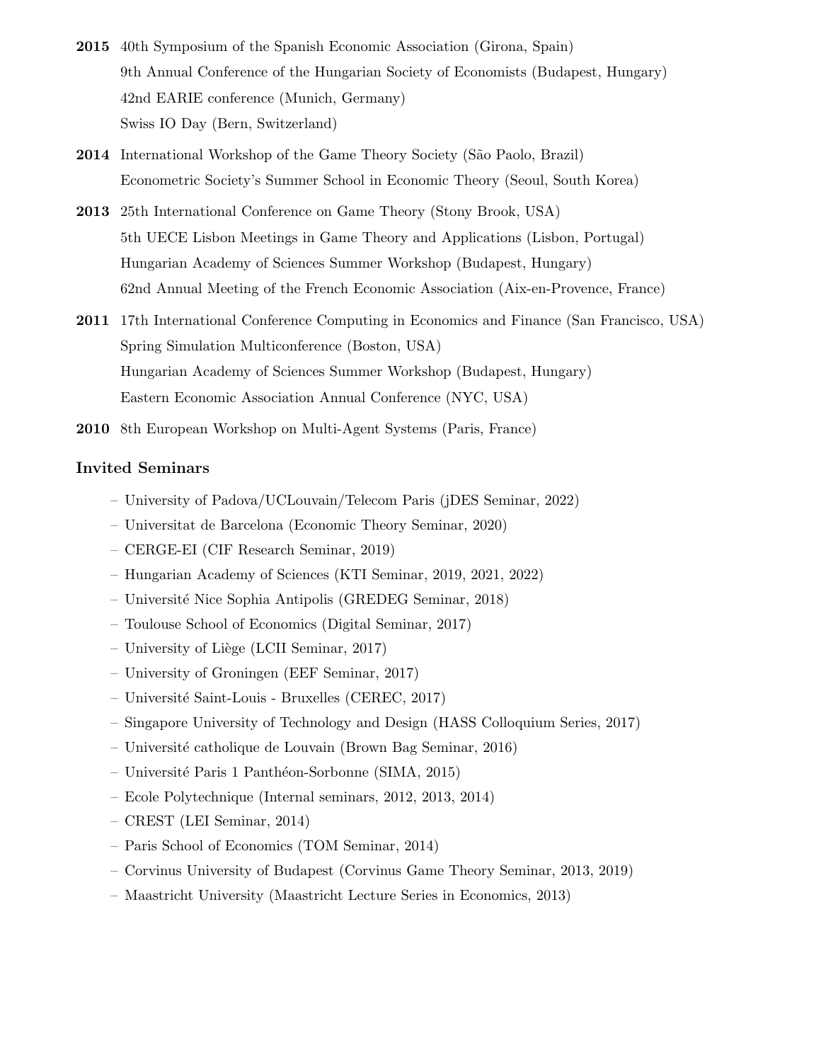**2015** 40th Symposium of the Spanish Economic Association (Girona, Spain)
9th Annual Conference of the Hungarian Society of Economists (Budapest, Hungary)
42nd EARIE conference (Munich, Germany)
Swiss IO Day (Bern, Switzerland)

**2014** International Workshop of the Game Theory Society (São Paolo, Brazil)
Econometric Society's Summer School in Economic Theory (Seoul, South Korea)

**2013** 25th International Conference on Game Theory (Stony Brook, USA)
5th UECE Lisbon Meetings in Game Theory and Applications (Lisbon, Portugal)
Hungarian Academy of Sciences Summer Workshop (Budapest, Hungary)
62nd Annual Meeting of the French Economic Association (Aix-en-Provence, France)

**2011** 17th International Conference Computing in Economics and Finance (San Francisco, USA)
Spring Simulation Multiconference (Boston, USA)
Hungarian Academy of Sciences Summer Workshop (Budapest, Hungary)
Eastern Economic Association Annual Conference (NYC, USA)

**2010** 8th European Workshop on Multi-Agent Systems (Paris, France)

### Invited Seminars

- University of Padova/UCLouvain/Telecom Paris (jDES Seminar, 2022)
- Universitat de Barcelona (Economic Theory Seminar, 2020)
- CERGE-EI (CIF Research Seminar, 2019)
- Hungarian Academy of Sciences (KTI Seminar, 2019, 2021, 2022)
- Université Nice Sophia Antipolis (GREDEG Seminar, 2018)
- Toulouse School of Economics (Digital Seminar, 2017)
- University of Liège (LCII Seminar, 2017)
- University of Groningen (EEF Seminar, 2017)
- Université Saint-Louis - Bruxelles (CEREC, 2017)
- Singapore University of Technology and Design (HASS Colloquium Series, 2017)
- Université catholique de Louvain (Brown Bag Seminar, 2016)
- Université Paris 1 Panthéon-Sorbonne (SIMA, 2015)
- Ecole Polytechnique (Internal seminars, 2012, 2013, 2014)
- CREST (LEI Seminar, 2014)
- Paris School of Economics (TOM Seminar, 2014)
- Corvinus University of Budapest (Corvinus Game Theory Seminar, 2013, 2019)
- Maastricht University (Maastricht Lecture Series in Economics, 2013)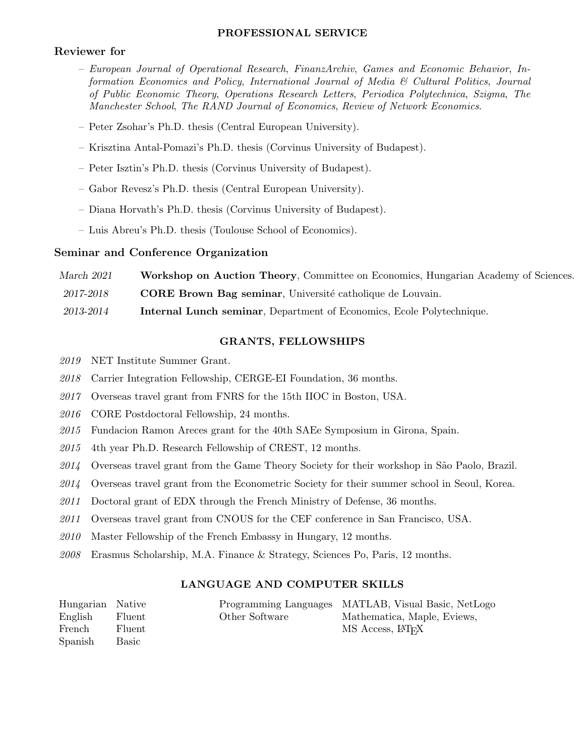## PROFESSIONAL SERVICE

### Reviewer for

- *European Journal of Operational Research*, *FinanzArchiv*, *Games and Economic Behavior*, *Information Economics and Policy*, *International Journal of Media & Cultural Politics*, *Journal of Public Economic Theory*, *Operations Research Letters*, *Periodica Polytechnica*, *Szigma*, *The Manchester School*, *The RAND Journal of Economics*, *Review of Network Economics*.
- Peter Zsohar's Ph.D. thesis (Central European University).
- Krisztina Antal-Pomazi's Ph.D. thesis (Corvinus University of Budapest).
- Peter Isztin's Ph.D. thesis (Corvinus University of Budapest).
- Gabor Revesz's Ph.D. thesis (Central European University).
- Diana Horvath's Ph.D. thesis (Corvinus University of Budapest).
- Luis Abreu's Ph.D. thesis (Toulouse School of Economics).

### Seminar and Conference Organization

| | |
|---|---|
| *March 2021* | **Workshop on Auction Theory**, Committee on Economics, Hungarian Academy of Sciences. |
| *2017-2018* | **CORE Brown Bag seminar**, Université catholique de Louvain. |
| *2013-2014* | **Internal Lunch seminar**, Department of Economics, Ecole Polytechnique. |

## GRANTS, FELLOWSHIPS

| | |
|---|---|
| *2019* | NET Institute Summer Grant. |
| *2018* | Carrier Integration Fellowship, CERGE-EI Foundation, 36 months. |
| *2017* | Overseas travel grant from FNRS for the 15th IIOC in Boston, USA. |
| *2016* | CORE Postdoctoral Fellowship, 24 months. |
| *2015* | Fundacion Ramon Areces grant for the 40th SAEe Symposium in Girona, Spain. |
| *2015* | 4th year Ph.D. Research Fellowship of CREST, 12 months. |
| *2014* | Overseas travel grant from the Game Theory Society for their workshop in São Paolo, Brazil. |
| *2014* | Overseas travel grant from the Econometric Society for their summer school in Seoul, Korea. |
| *2011* | Doctoral grant of EDX through the French Ministry of Defense, 36 months. |
| *2011* | Overseas travel grant from CNOUS for the CEF conference in San Francisco, USA. |
| *2010* | Master Fellowship of the French Embassy in Hungary, 12 months. |
| *2008* | Erasmus Scholarship, M.A. Finance & Strategy, Sciences Po, Paris, 12 months. |

## LANGUAGE AND COMPUTER SKILLS

| | |
|---|---|
| Hungarian | Native |
| English | Fluent |
| French | Fluent |
| Spanish | Basic |

| | |
|---|---|
| Programming Languages | MATLAB, Visual Basic, NetLogo |
| Other Software | Mathematica, Maple, Eviews, MS Access, LaTeX |